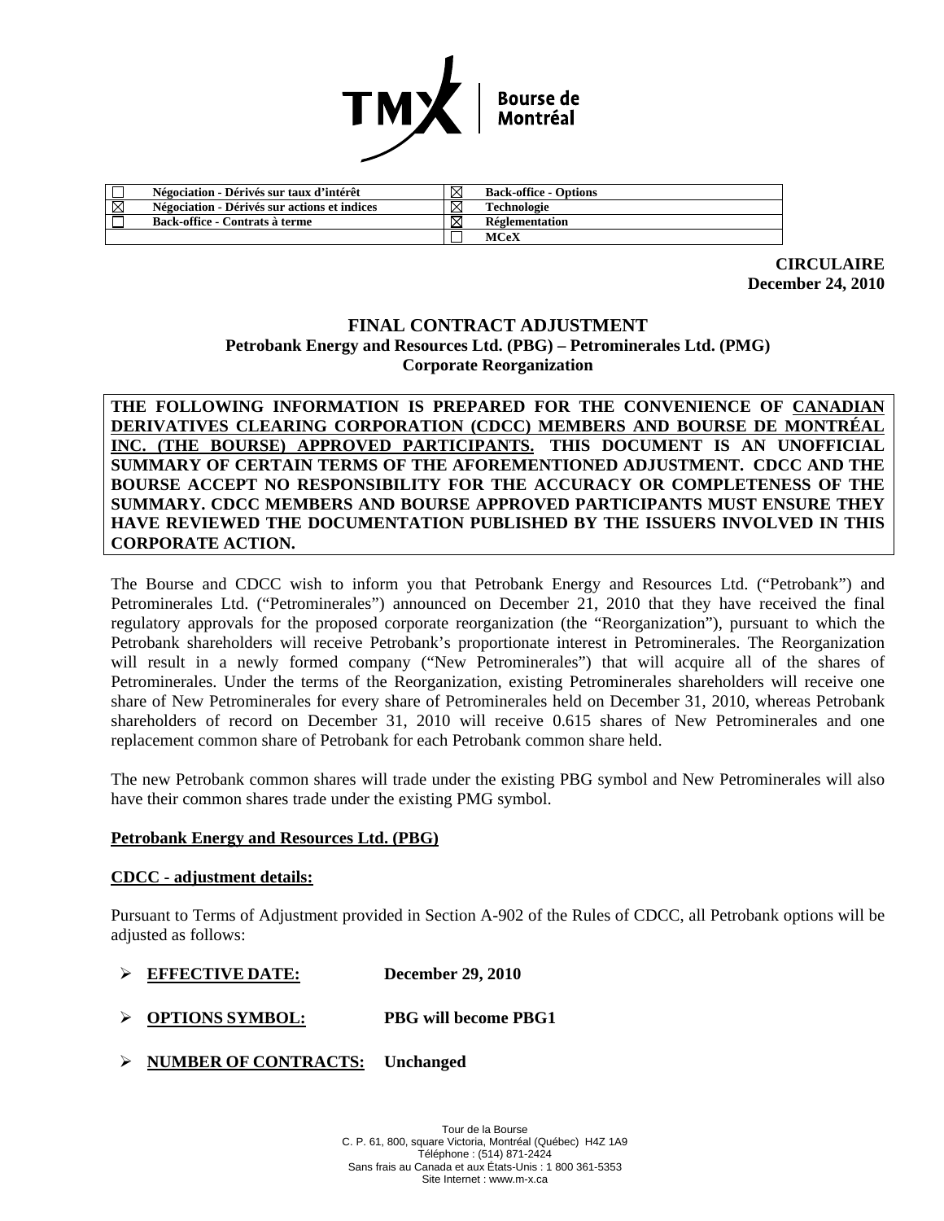| | | | |
|---|---|---|---|
| ☐ | Négociation - Dérivés sur taux d'intérêt | ☒ | Back-office - Options |
| ☒ | Négociation - Dérivés sur actions et indices | ☒ | Technologie |
| ☐ | Back-office - Contrats à terme | ☒ | Réglementation |
| | | ☐ | MCeX |

**CIRCULAIRE**
**December 24, 2010**

# FINAL CONTRACT ADJUSTMENT
## Petrobank Energy and Resources Ltd. (PBG) – Petrominerales Ltd. (PMG)
## Corporate Reorganization

**THE FOLLOWING INFORMATION IS PREPARED FOR THE CONVENIENCE OF CANADIAN DERIVATIVES CLEARING CORPORATION (CDCC) MEMBERS AND BOURSE DE MONTRÉAL INC. (THE BOURSE) APPROVED PARTICIPANTS. THIS DOCUMENT IS AN UNOFFICIAL SUMMARY OF CERTAIN TERMS OF THE AFOREMENTIONED ADJUSTMENT. CDCC AND THE BOURSE ACCEPT NO RESPONSIBILITY FOR THE ACCURACY OR COMPLETENESS OF THE SUMMARY. CDCC MEMBERS AND BOURSE APPROVED PARTICIPANTS MUST ENSURE THEY HAVE REVIEWED THE DOCUMENTATION PUBLISHED BY THE ISSUERS INVOLVED IN THIS CORPORATE ACTION.**

The Bourse and CDCC wish to inform you that Petrobank Energy and Resources Ltd. ("Petrobank") and Petrominerales Ltd. ("Petrominerales") announced on December 21, 2010 that they have received the final regulatory approvals for the proposed corporate reorganization (the "Reorganization"), pursuant to which the Petrobank shareholders will receive Petrobank's proportionate interest in Petrominerales. The Reorganization will result in a newly formed company ("New Petrominerales") that will acquire all of the shares of Petrominerales. Under the terms of the Reorganization, existing Petrominerales shareholders will receive one share of New Petrominerales for every share of Petrominerales held on December 31, 2010, whereas Petrobank shareholders of record on December 31, 2010 will receive 0.615 shares of New Petrominerales and one replacement common share of Petrobank for each Petrobank common share held.

The new Petrobank common shares will trade under the existing PBG symbol and New Petrominerales will also have their common shares trade under the existing PMG symbol.

**Petrobank Energy and Resources Ltd. (PBG)**

**CDCC - adjustment details:**

Pursuant to Terms of Adjustment provided in Section A-902 of the Rules of CDCC, all Petrobank options will be adjusted as follows:

- **EFFECTIVE DATE:** **December 29, 2010**
- **OPTIONS SYMBOL:** **PBG will become PBG1**
- **NUMBER OF CONTRACTS:** **Unchanged**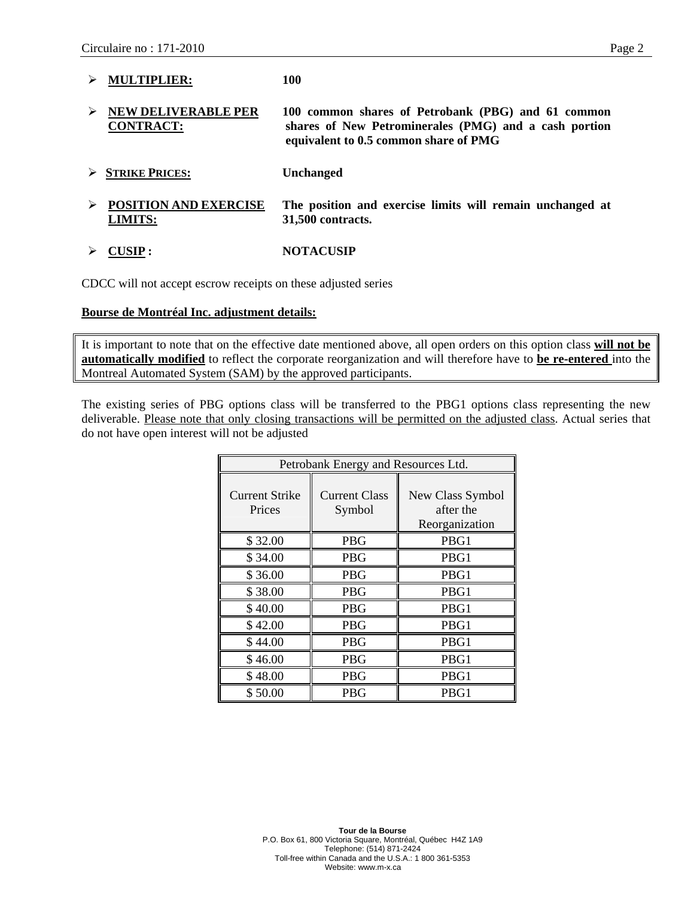- **MULTIPLIER:** **100**

- **NEW DELIVERABLE PER CONTRACT:** **100 common shares of Petrobank (PBG) and 61 common shares of New Petrominerales (PMG) and a cash portion equivalent to 0.5 common share of PMG**

- **STRIKE PRICES:** **Unchanged**

- **POSITION AND EXERCISE LIMITS:** **The position and exercise limits will remain unchanged at 31,500 contracts.**

- **CUSIP :** **NOTACUSIP**

CDCC will not accept escrow receipts on these adjusted series

**Bourse de Montréal Inc. adjustment details:**

It is important to note that on the effective date mentioned above, all open orders on this option class **will not be automatically modified** to reflect the corporate reorganization and will therefore have to **be re-entered** into the Montreal Automated System (SAM) by the approved participants.

The existing series of PBG options class will be transferred to the PBG1 options class representing the new deliverable. Please note that only closing transactions will be permitted on the adjusted class. Actual series that do not have open interest will not be adjusted

| Petrobank Energy and Resources Ltd. | | |
|---|---|---|
| Current Strike Prices | Current Class Symbol | New Class Symbol after the Reorganization |
| $ 32.00 | PBG | PBG1 |
| $ 34.00 | PBG | PBG1 |
| $ 36.00 | PBG | PBG1 |
| $ 38.00 | PBG | PBG1 |
| $ 40.00 | PBG | PBG1 |
| $ 42.00 | PBG | PBG1 |
| $ 44.00 | PBG | PBG1 |
| $ 46.00 | PBG | PBG1 |
| $ 48.00 | PBG | PBG1 |
| $ 50.00 | PBG | PBG1 |

**Tour de la Bourse**
P.O. Box 61, 800 Victoria Square, Montréal, Québec H4Z 1A9
Telephone: (514) 871-2424
Toll-free within Canada and the U.S.A.: 1 800 361-5353
Website: www.m-x.ca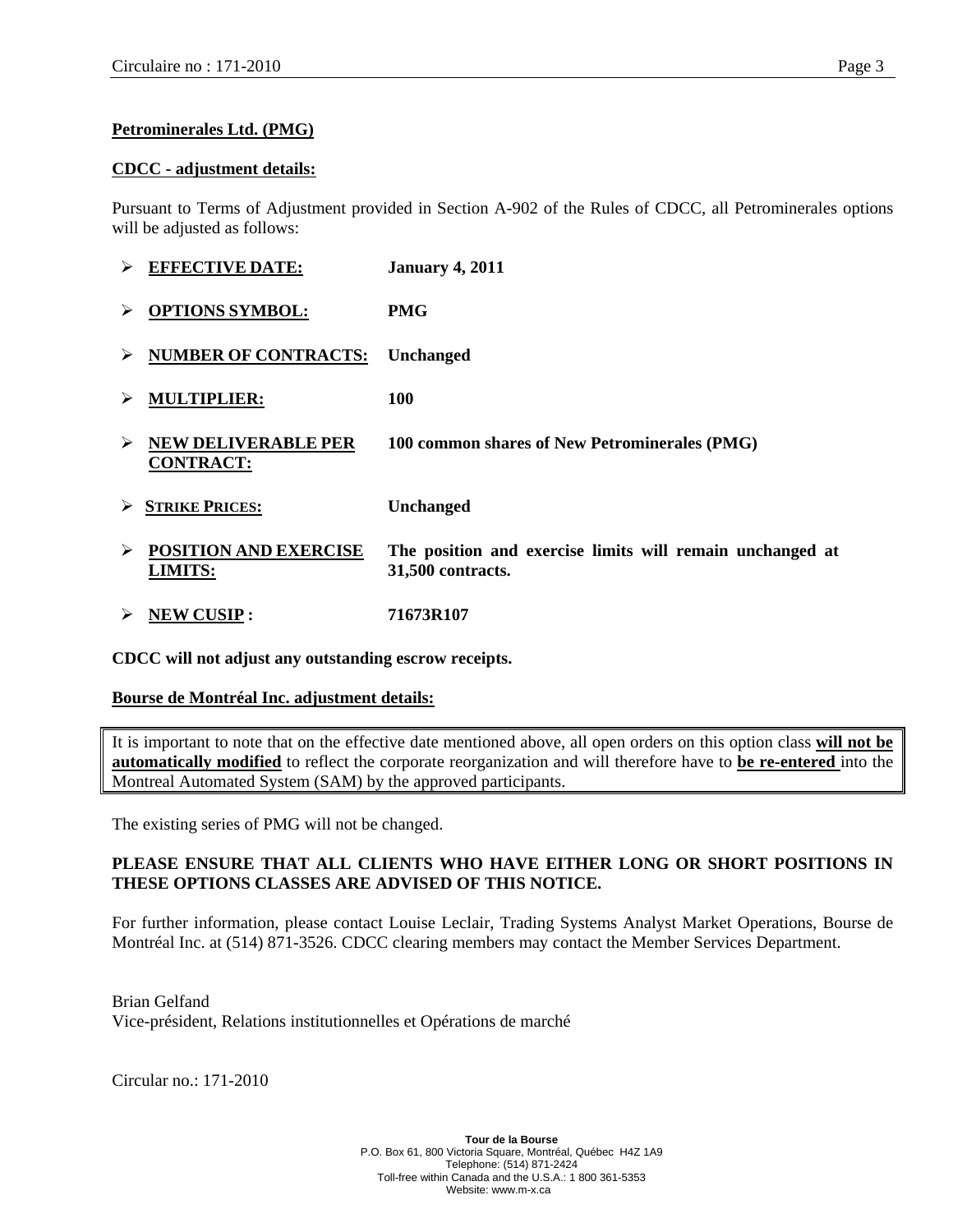**Petrominerales Ltd. (PMG)**

**CDCC - adjustment details:**

Pursuant to Terms of Adjustment provided in Section A-902 of the Rules of CDCC, all Petrominerales options will be adjusted as follows:

- **EFFECTIVE DATE:** **January 4, 2011**
- **OPTIONS SYMBOL:** **PMG**
- **NUMBER OF CONTRACTS:** **Unchanged**
- **MULTIPLIER:** **100**
- **NEW DELIVERABLE PER CONTRACT:** **100 common shares of New Petrominerales (PMG)**
- **STRIKE PRICES:** **Unchanged**
- **POSITION AND EXERCISE LIMITS:** **The position and exercise limits will remain unchanged at 31,500 contracts.**
- **NEW CUSIP :** **71673R107**

**CDCC will not adjust any outstanding escrow receipts.**

**Bourse de Montréal Inc. adjustment details:**

It is important to note that on the effective date mentioned above, all open orders on this option class **will not be automatically modified** to reflect the corporate reorganization and will therefore have to **be re-entered** into the Montreal Automated System (SAM) by the approved participants.

The existing series of PMG will not be changed.

**PLEASE ENSURE THAT ALL CLIENTS WHO HAVE EITHER LONG OR SHORT POSITIONS IN THESE OPTIONS CLASSES ARE ADVISED OF THIS NOTICE.**

For further information, please contact Louise Leclair, Trading Systems Analyst Market Operations, Bourse de Montréal Inc. at (514) 871-3526. CDCC clearing members may contact the Member Services Department.

Brian Gelfand
Vice-président, Relations institutionnelles et Opérations de marché

Circular no.: 171-2010

**Tour de la Bourse**
P.O. Box 61, 800 Victoria Square, Montréal, Québec H4Z 1A9
Telephone: (514) 871-2424
Toll-free within Canada and the U.S.A.: 1 800 361-5353
Website: www.m-x.ca